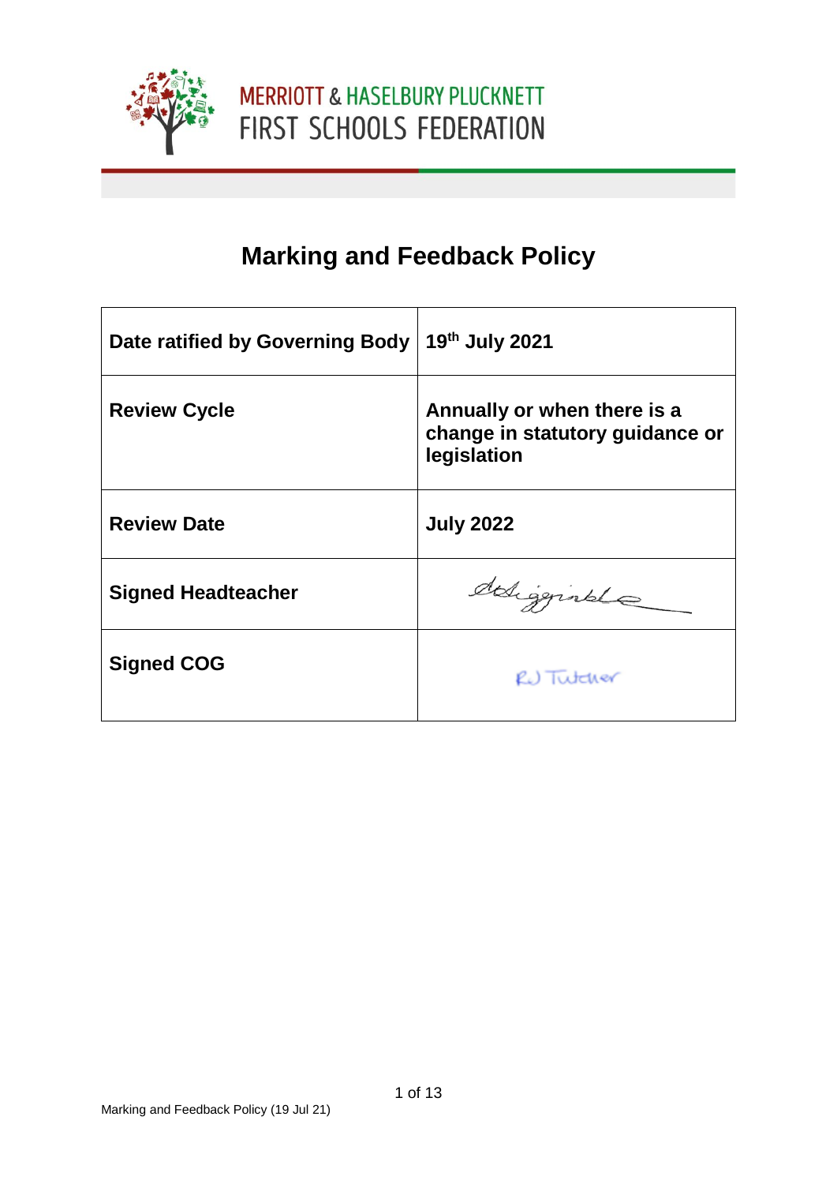MERRIOTT & HASELBURY PLUCKNETT
FIRST SCHOOLS FEDERATION

# Marking and Feedback Policy

| Date ratified by Governing Body | 19th July 2021 |
|---|---|
| Review Cycle | Annually or when there is a change in statutory guidance or legislation |
| Review Date | July 2022 |
| Signed Headteacher | |
| Signed COG | RJ Tutcher |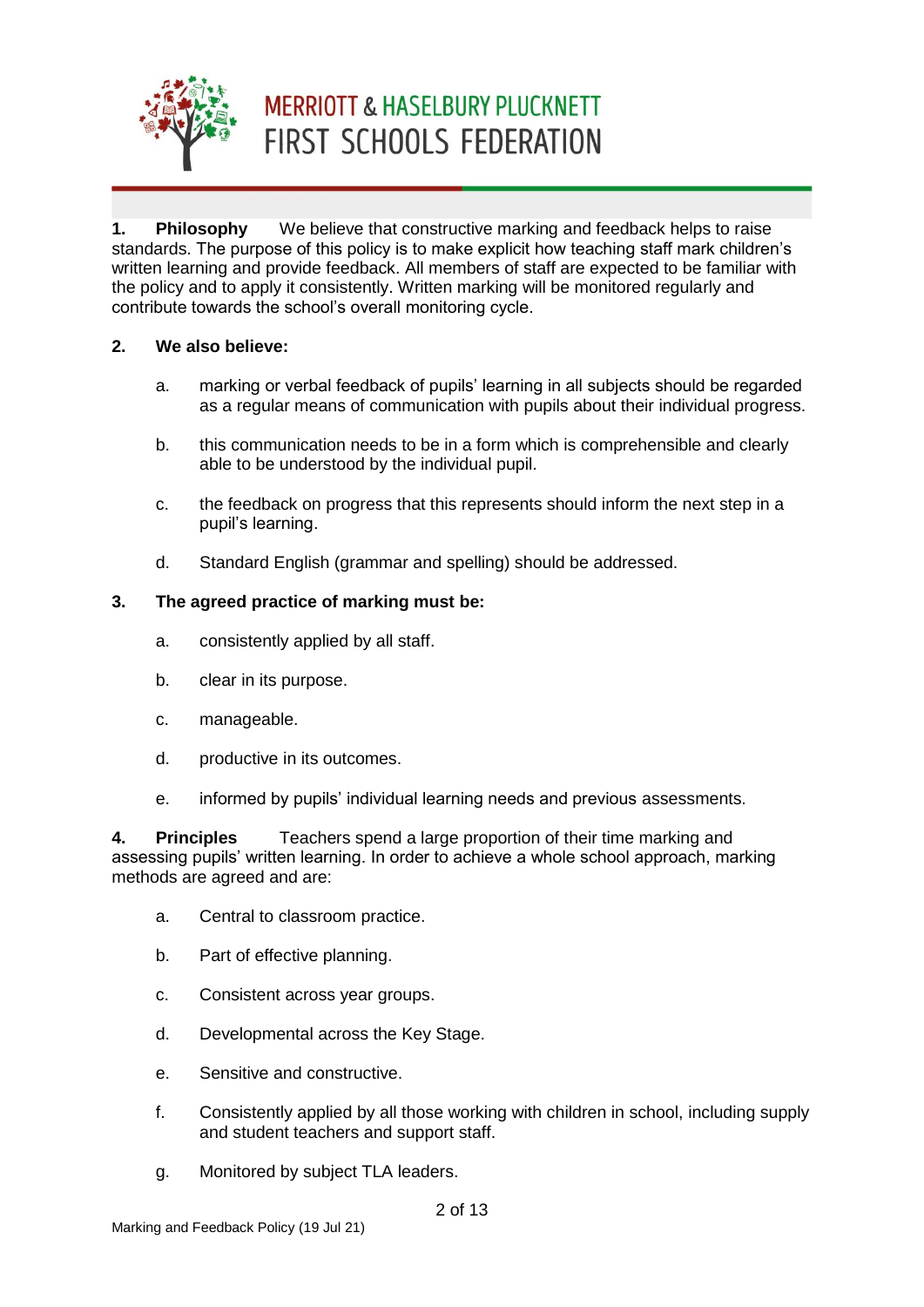**1. Philosophy** We believe that constructive marking and feedback helps to raise standards. The purpose of this policy is to make explicit how teaching staff mark children's written learning and provide feedback. All members of staff are expected to be familiar with the policy and to apply it consistently. Written marking will be monitored regularly and contribute towards the school's overall monitoring cycle.

**2. We also believe:**

a. marking or verbal feedback of pupils' learning in all subjects should be regarded as a regular means of communication with pupils about their individual progress.

b. this communication needs to be in a form which is comprehensible and clearly able to be understood by the individual pupil.

c. the feedback on progress that this represents should inform the next step in a pupil's learning.

d. Standard English (grammar and spelling) should be addressed.

**3. The agreed practice of marking must be:**

a. consistently applied by all staff.

b. clear in its purpose.

c. manageable.

d. productive in its outcomes.

e. informed by pupils' individual learning needs and previous assessments.

**4. Principles** Teachers spend a large proportion of their time marking and assessing pupils' written learning. In order to achieve a whole school approach, marking methods are agreed and are:

a. Central to classroom practice.

b. Part of effective planning.

c. Consistent across year groups.

d. Developmental across the Key Stage.

e. Sensitive and constructive.

f. Consistently applied by all those working with children in school, including supply and student teachers and support staff.

g. Monitored by subject TLA leaders.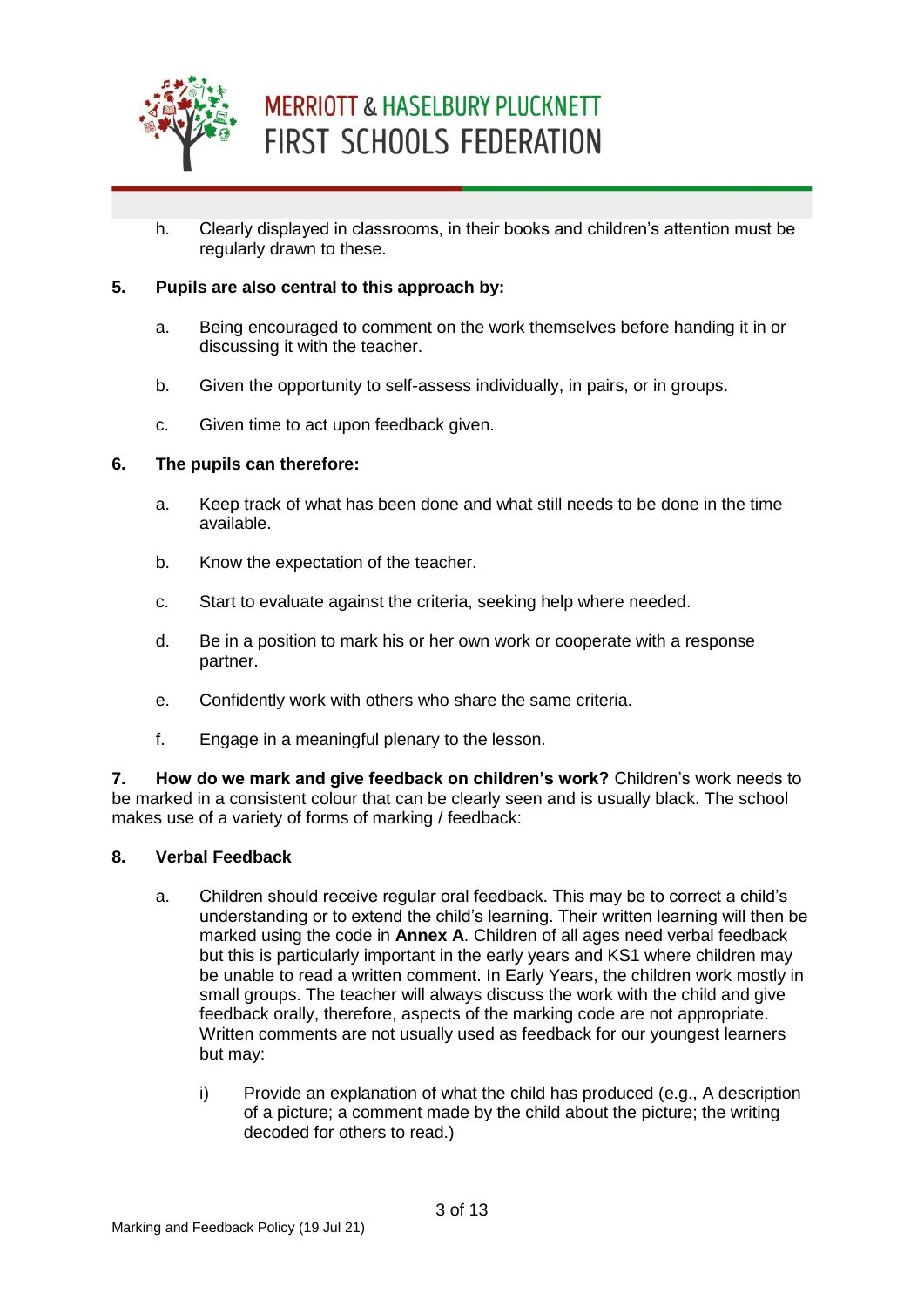h. Clearly displayed in classrooms, in their books and children's attention must be regularly drawn to these.

**5. Pupils are also central to this approach by:**

a. Being encouraged to comment on the work themselves before handing it in or discussing it with the teacher.

b. Given the opportunity to self-assess individually, in pairs, or in groups.

c. Given time to act upon feedback given.

**6. The pupils can therefore:**

a. Keep track of what has been done and what still needs to be done in the time available.

b. Know the expectation of the teacher.

c. Start to evaluate against the criteria, seeking help where needed.

d. Be in a position to mark his or her own work or cooperate with a response partner.

e. Confidently work with others who share the same criteria.

f. Engage in a meaningful plenary to the lesson.

**7. How do we mark and give feedback on children's work?** Children's work needs to be marked in a consistent colour that can be clearly seen and is usually black. The school makes use of a variety of forms of marking / feedback:

**8. Verbal Feedback**

a. Children should receive regular oral feedback. This may be to correct a child's understanding or to extend the child's learning. Their written learning will then be marked using the code in **Annex A**. Children of all ages need verbal feedback but this is particularly important in the early years and KS1 where children may be unable to read a written comment. In Early Years, the children work mostly in small groups. The teacher will always discuss the work with the child and give feedback orally, therefore, aspects of the marking code are not appropriate. Written comments are not usually used as feedback for our youngest learners but may:

i) Provide an explanation of what the child has produced (e.g., A description of a picture; a comment made by the child about the picture; the writing decoded for others to read.)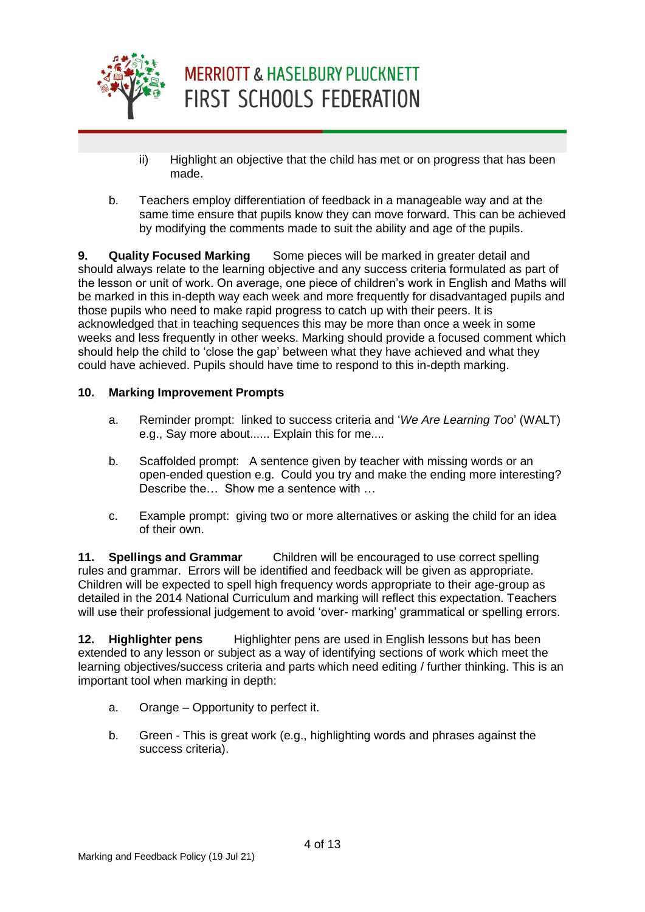- ii) Highlight an objective that the child has met or on progress that has been made.

b. Teachers employ differentiation of feedback in a manageable way and at the same time ensure that pupils know they can move forward. This can be achieved by modifying the comments made to suit the ability and age of the pupils.

**9. Quality Focused Marking** Some pieces will be marked in greater detail and should always relate to the learning objective and any success criteria formulated as part of the lesson or unit of work. On average, one piece of children's work in English and Maths will be marked in this in-depth way each week and more frequently for disadvantaged pupils and those pupils who need to make rapid progress to catch up with their peers. It is acknowledged that in teaching sequences this may be more than once a week in some weeks and less frequently in other weeks. Marking should provide a focused comment which should help the child to 'close the gap' between what they have achieved and what they could have achieved. Pupils should have time to respond to this in-depth marking.

**10. Marking Improvement Prompts**

a. Reminder prompt: linked to success criteria and '*We Are Learning Too*' (WALT) e.g., Say more about...... Explain this for me....

b. Scaffolded prompt: A sentence given by teacher with missing words or an open-ended question e.g. Could you try and make the ending more interesting? Describe the… Show me a sentence with …

c. Example prompt: giving two or more alternatives or asking the child for an idea of their own.

**11. Spellings and Grammar** Children will be encouraged to use correct spelling rules and grammar. Errors will be identified and feedback will be given as appropriate. Children will be expected to spell high frequency words appropriate to their age-group as detailed in the 2014 National Curriculum and marking will reflect this expectation. Teachers will use their professional judgement to avoid 'over- marking' grammatical or spelling errors.

**12. Highlighter pens** Highlighter pens are used in English lessons but has been extended to any lesson or subject as a way of identifying sections of work which meet the learning objectives/success criteria and parts which need editing / further thinking. This is an important tool when marking in depth:

a. Orange – Opportunity to perfect it.

b. Green - This is great work (e.g., highlighting words and phrases against the success criteria).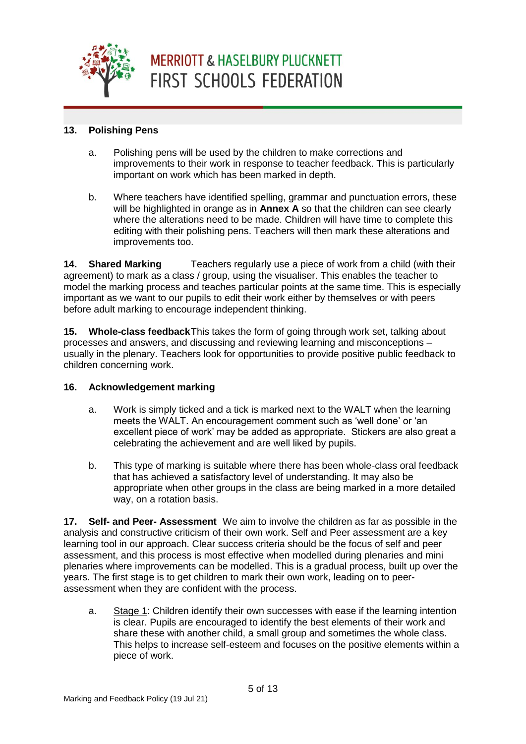**13. Polishing Pens**

a. Polishing pens will be used by the children to make corrections and improvements to their work in response to teacher feedback. This is particularly important on work which has been marked in depth.

b. Where teachers have identified spelling, grammar and punctuation errors, these will be highlighted in orange as in **Annex A** so that the children can see clearly where the alterations need to be made. Children will have time to complete this editing with their polishing pens. Teachers will then mark these alterations and improvements too.

**14. Shared Marking** Teachers regularly use a piece of work from a child (with their agreement) to mark as a class / group, using the visualiser. This enables the teacher to model the marking process and teaches particular points at the same time. This is especially important as we want to our pupils to edit their work either by themselves or with peers before adult marking to encourage independent thinking.

**15. Whole-class feedback** This takes the form of going through work set, talking about processes and answers, and discussing and reviewing learning and misconceptions – usually in the plenary. Teachers look for opportunities to provide positive public feedback to children concerning work.

**16. Acknowledgement marking**

a. Work is simply ticked and a tick is marked next to the WALT when the learning meets the WALT. An encouragement comment such as 'well done' or 'an excellent piece of work' may be added as appropriate. Stickers are also great a celebrating the achievement and are well liked by pupils.

b. This type of marking is suitable where there has been whole-class oral feedback that has achieved a satisfactory level of understanding. It may also be appropriate when other groups in the class are being marked in a more detailed way, on a rotation basis.

**17. Self- and Peer- Assessment** We aim to involve the children as far as possible in the analysis and constructive criticism of their own work. Self and Peer assessment are a key learning tool in our approach. Clear success criteria should be the focus of self and peer assessment, and this process is most effective when modelled during plenaries and mini plenaries where improvements can be modelled. This is a gradual process, built up over the years. The first stage is to get children to mark their own work, leading on to peer-assessment when they are confident with the process.

a. Stage 1: Children identify their own successes with ease if the learning intention is clear. Pupils are encouraged to identify the best elements of their work and share these with another child, a small group and sometimes the whole class. This helps to increase self-esteem and focuses on the positive elements within a piece of work.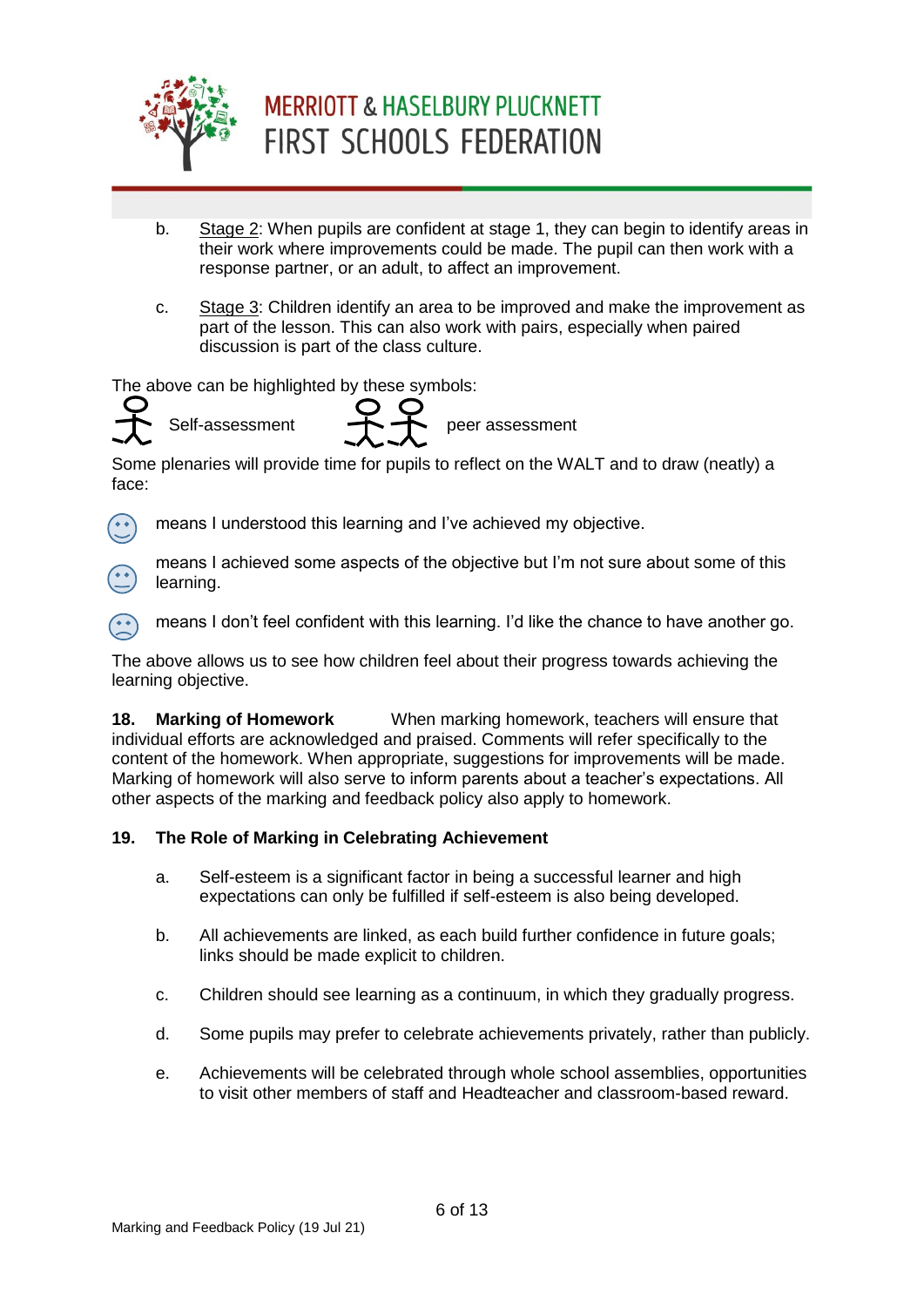b. Stage 2: When pupils are confident at stage 1, they can begin to identify areas in their work where improvements could be made. The pupil can then work with a response partner, or an adult, to affect an improvement.

c. Stage 3: Children identify an area to be improved and make the improvement as part of the lesson. This can also work with pairs, especially when paired discussion is part of the class culture.

The above can be highlighted by these symbols:

Self-assessment    peer assessment

Some plenaries will provide time for pupils to reflect on the WALT and to draw (neatly) a face:

- means I understood this learning and I've achieved my objective.
- means I achieved some aspects of the objective but I'm not sure about some of this learning.
- means I don't feel confident with this learning. I'd like the chance to have another go.

The above allows us to see how children feel about their progress towards achieving the learning objective.

**18. Marking of Homework** When marking homework, teachers will ensure that individual efforts are acknowledged and praised. Comments will refer specifically to the content of the homework. When appropriate, suggestions for improvements will be made. Marking of homework will also serve to inform parents about a teacher's expectations. All other aspects of the marking and feedback policy also apply to homework.

**19. The Role of Marking in Celebrating Achievement**

a. Self-esteem is a significant factor in being a successful learner and high expectations can only be fulfilled if self-esteem is also being developed.

b. All achievements are linked, as each build further confidence in future goals; links should be made explicit to children.

c. Children should see learning as a continuum, in which they gradually progress.

d. Some pupils may prefer to celebrate achievements privately, rather than publicly.

e. Achievements will be celebrated through whole school assemblies, opportunities to visit other members of staff and Headteacher and classroom-based reward.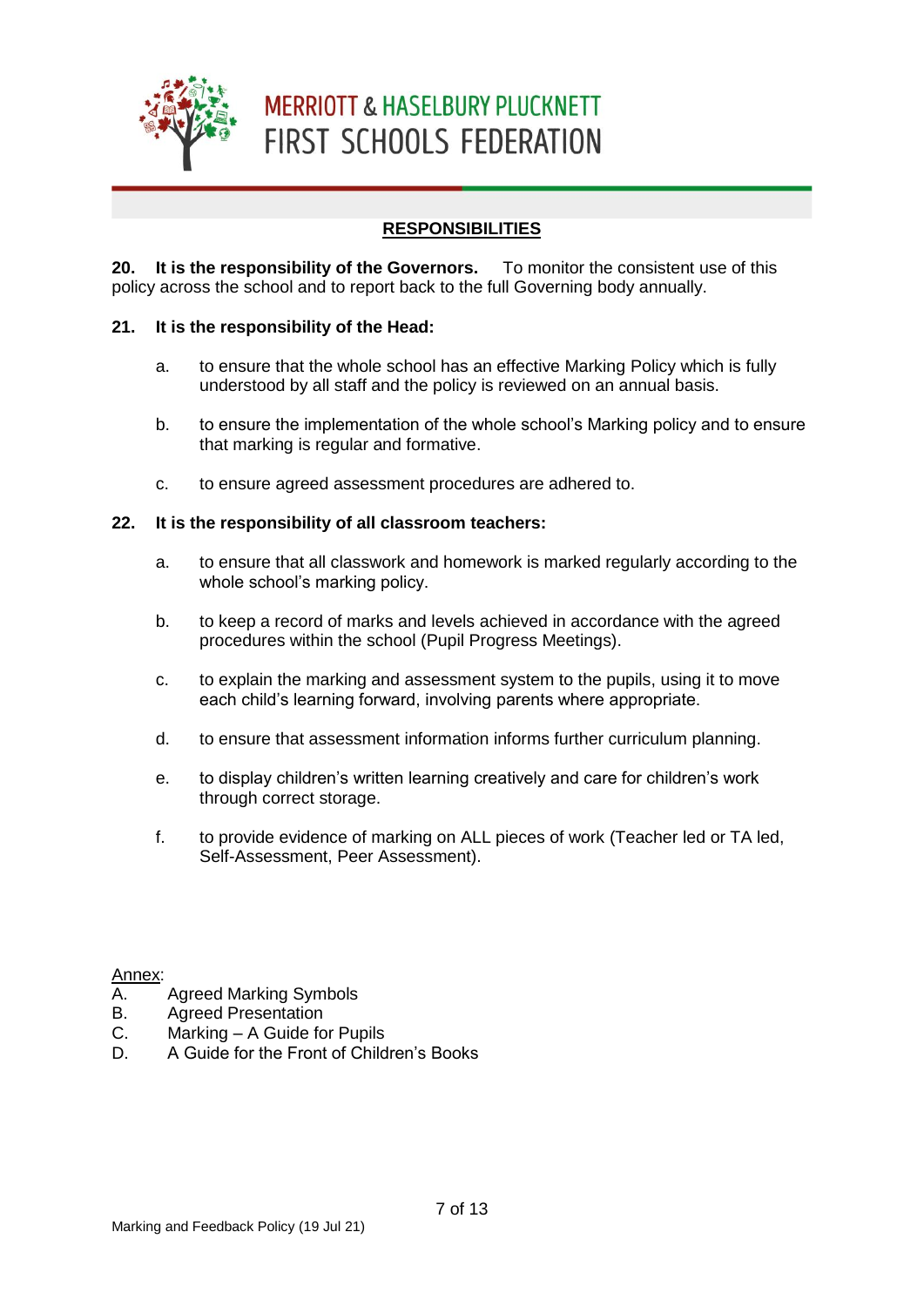## RESPONSIBILITIES

**20. It is the responsibility of the Governors.** To monitor the consistent use of this policy across the school and to report back to the full Governing body annually.

**21. It is the responsibility of the Head:**

a. to ensure that the whole school has an effective Marking Policy which is fully understood by all staff and the policy is reviewed on an annual basis.

b. to ensure the implementation of the whole school's Marking policy and to ensure that marking is regular and formative.

c. to ensure agreed assessment procedures are adhered to.

**22. It is the responsibility of all classroom teachers:**

a. to ensure that all classwork and homework is marked regularly according to the whole school's marking policy.

b. to keep a record of marks and levels achieved in accordance with the agreed procedures within the school (Pupil Progress Meetings).

c. to explain the marking and assessment system to the pupils, using it to move each child's learning forward, involving parents where appropriate.

d. to ensure that assessment information informs further curriculum planning.

e. to display children's written learning creatively and care for children's work through correct storage.

f. to provide evidence of marking on ALL pieces of work (Teacher led or TA led, Self-Assessment, Peer Assessment).

Annex:

A. Agreed Marking Symbols
B. Agreed Presentation
C. Marking – A Guide for Pupils
D. A Guide for the Front of Children's Books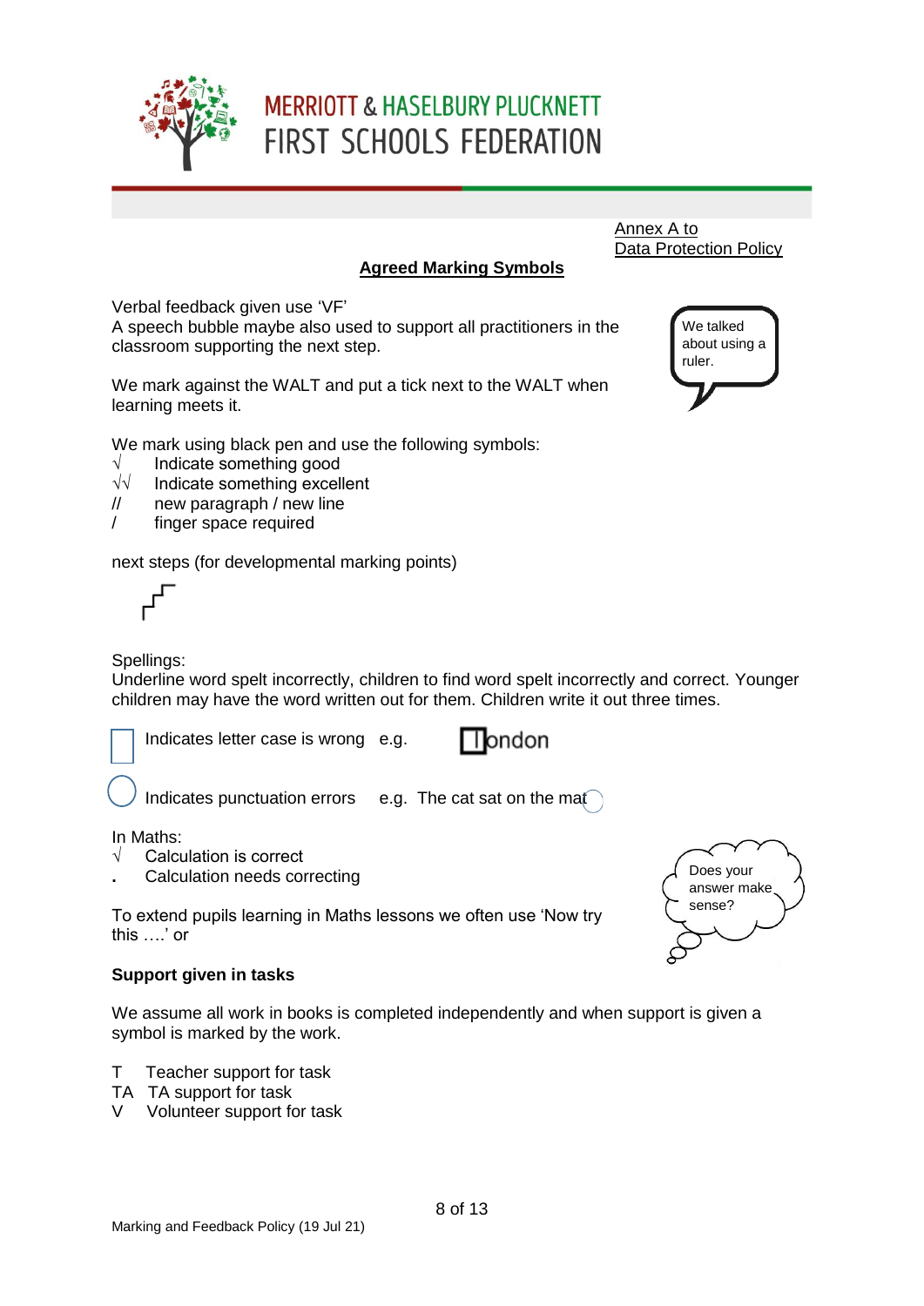MERRIOTT & HASELBURY PLUCKNETT
FIRST SCHOOLS FEDERATION

Annex A to
Data Protection Policy

## Agreed Marking Symbols

Verbal feedback given use 'VF'
A speech bubble maybe also used to support all practitioners in the classroom supporting the next step.

We talked about using a ruler.

We mark against the WALT and put a tick next to the WALT when learning meets it.

We mark using black pen and use the following symbols:

- √ Indicate something good
- √√ Indicate something excellent
- // new paragraph / new line
- / finger space required

next steps (for developmental marking points)

Spellings:
Underline word spelt incorrectly, children to find word spelt incorrectly and correct. Younger children may have the word written out for them. Children write it out three times.

Indicates letter case is wrong e.g. london

Indicates punctuation errors e.g. The cat sat on the mat

In Maths:

- √ Calculation is correct
- . Calculation needs correcting

To extend pupils learning in Maths lessons we often use 'Now try this ….' or

Does your answer make sense?

**Support given in tasks**

We assume all work in books is completed independently and when support is given a symbol is marked by the work.

- T Teacher support for task
- TA TA support for task
- V Volunteer support for task

Marking and Feedback Policy (19 Jul 21)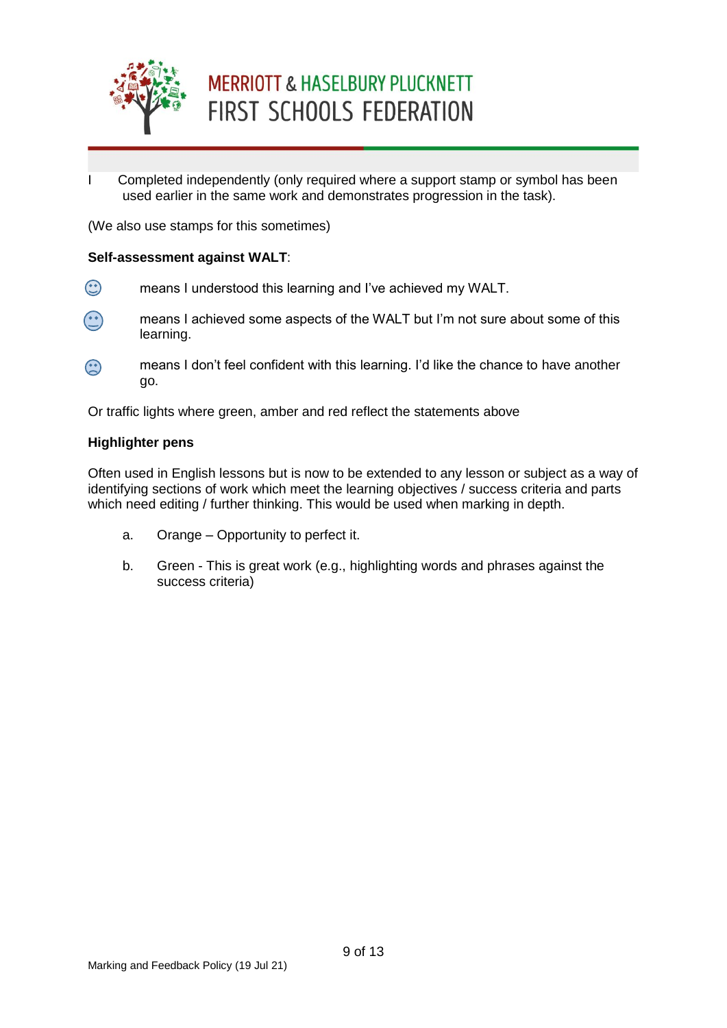I Completed independently (only required where a support stamp or symbol has been used earlier in the same work and demonstrates progression in the task).

(We also use stamps for this sometimes)

**Self-assessment against WALT**:

☺ means I understood this learning and I've achieved my WALT.

😐 means I achieved some aspects of the WALT but I'm not sure about some of this learning.

☹ means I don't feel confident with this learning. I'd like the chance to have another go.

Or traffic lights where green, amber and red reflect the statements above

**Highlighter pens**

Often used in English lessons but is now to be extended to any lesson or subject as a way of identifying sections of work which meet the learning objectives / success criteria and parts which need editing / further thinking. This would be used when marking in depth.

a. Orange – Opportunity to perfect it.

b. Green - This is great work (e.g., highlighting words and phrases against the success criteria)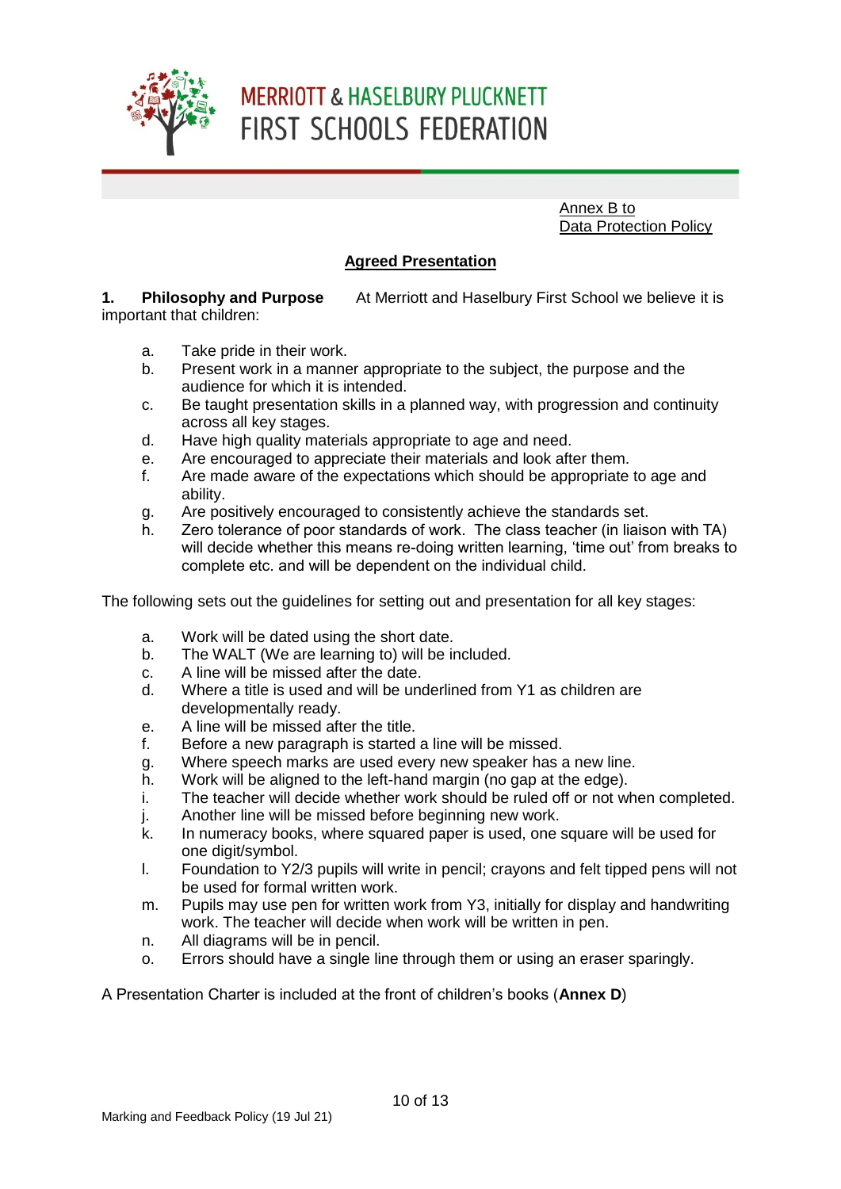MERRIOTT & HASELBURY PLUCKNETT
FIRST SCHOOLS FEDERATION

Annex B to
Data Protection Policy

## Agreed Presentation

**1. Philosophy and Purpose** At Merriott and Haselbury First School we believe it is important that children:

a. Take pride in their work.
b. Present work in a manner appropriate to the subject, the purpose and the audience for which it is intended.
c. Be taught presentation skills in a planned way, with progression and continuity across all key stages.
d. Have high quality materials appropriate to age and need.
e. Are encouraged to appreciate their materials and look after them.
f. Are made aware of the expectations which should be appropriate to age and ability.
g. Are positively encouraged to consistently achieve the standards set.
h. Zero tolerance of poor standards of work. The class teacher (in liaison with TA) will decide whether this means re-doing written learning, 'time out' from breaks to complete etc. and will be dependent on the individual child.

The following sets out the guidelines for setting out and presentation for all key stages:

a. Work will be dated using the short date.
b. The WALT (We are learning to) will be included.
c. A line will be missed after the date.
d. Where a title is used and will be underlined from Y1 as children are developmentally ready.
e. A line will be missed after the title.
f. Before a new paragraph is started a line will be missed.
g. Where speech marks are used every new speaker has a new line.
h. Work will be aligned to the left-hand margin (no gap at the edge).
i. The teacher will decide whether work should be ruled off or not when completed.
j. Another line will be missed before beginning new work.
k. In numeracy books, where squared paper is used, one square will be used for one digit/symbol.
l. Foundation to Y2/3 pupils will write in pencil; crayons and felt tipped pens will not be used for formal written work.
m. Pupils may use pen for written work from Y3, initially for display and handwriting work. The teacher will decide when work will be written in pen.
n. All diagrams will be in pencil.
o. Errors should have a single line through them or using an eraser sparingly.

A Presentation Charter is included at the front of children's books (**Annex D**)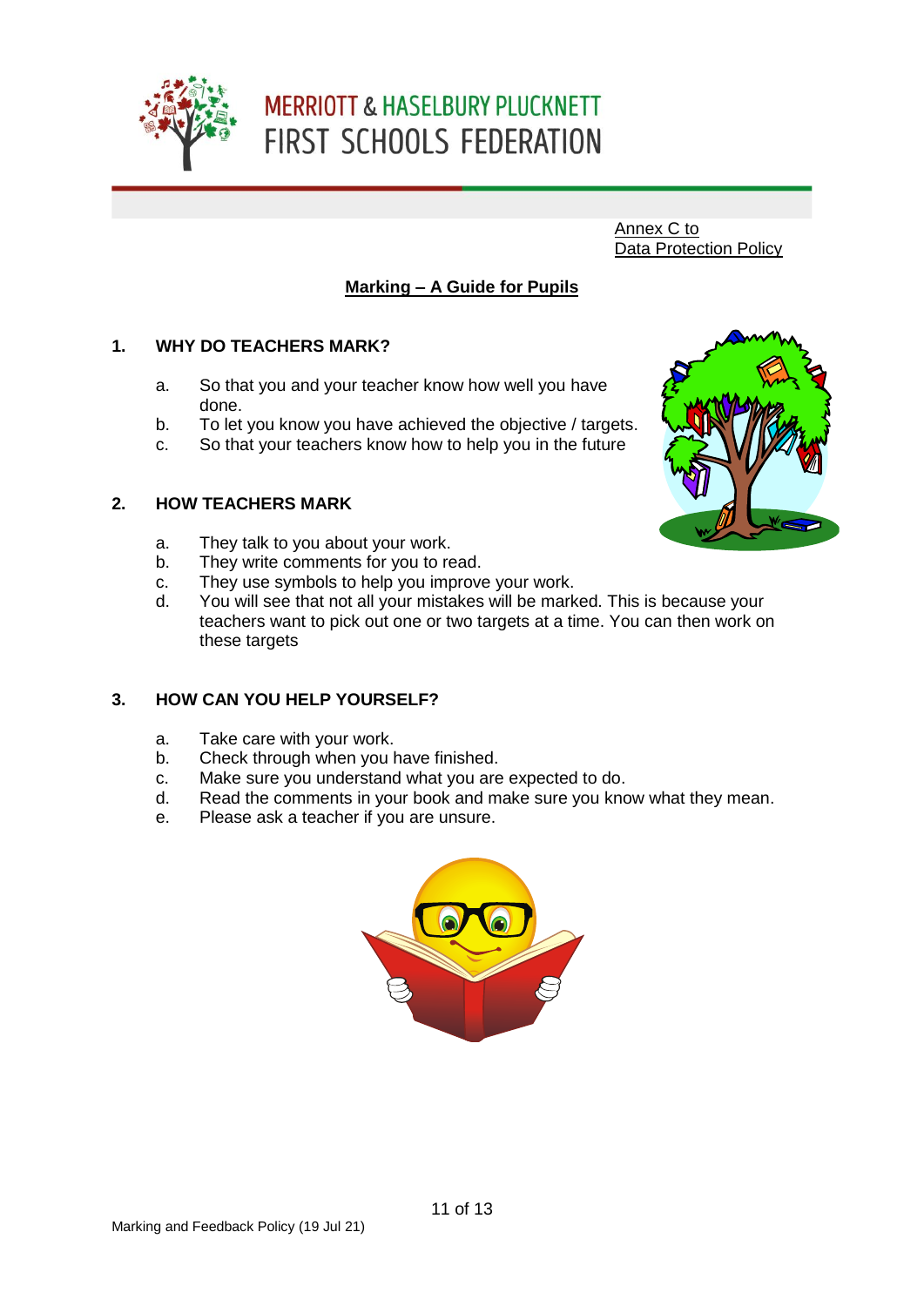MERRIOTT & HASELBURY PLUCKNETT
FIRST SCHOOLS FEDERATION

Annex C to
Data Protection Policy

## Marking – A Guide for Pupils

### 1. WHY DO TEACHERS MARK?

a. So that you and your teacher know how well you have done.
b. To let you know you have achieved the objective / targets.
c. So that your teachers know how to help you in the future

### 2. HOW TEACHERS MARK

a. They talk to you about your work.
b. They write comments for you to read.
c. They use symbols to help you improve your work.
d. You will see that not all your mistakes will be marked. This is because your teachers want to pick out one or two targets at a time. You can then work on these targets

### 3. HOW CAN YOU HELP YOURSELF?

a. Take care with your work.
b. Check through when you have finished.
c. Make sure you understand what you are expected to do.
d. Read the comments in your book and make sure you know what they mean.
e. Please ask a teacher if you are unsure.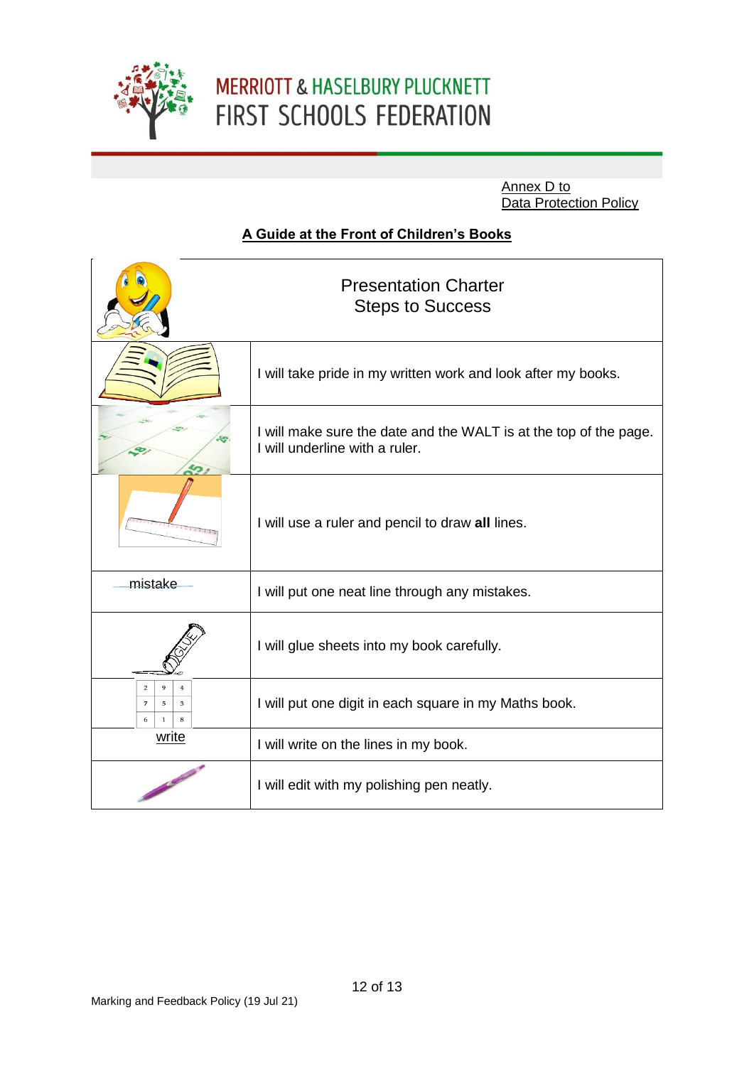MERRIOTT & HASELBURY PLUCKNETT
FIRST SCHOOLS FEDERATION

Annex D to
Data Protection Policy

## A Guide at the Front of Children's Books

| | Presentation Charter<br>Steps to Success |
|---|---|
| | I will take pride in my written work and look after my books. |
| | I will make sure the date and the WALT is at the top of the page.<br>I will underline with a ruler. |
| | I will use a ruler and pencil to draw **all** lines. |
| ~~mistake~~ | I will put one neat line through any mistakes. |
| | I will glue sheets into my book carefully. |
| 2 9 4<br>7 5 3<br>6 1 8 | I will put one digit in each square in my Maths book. |
| write | I will write on the lines in my book. |
| | I will edit with my polishing pen neatly. |

Marking and Feedback Policy (19 Jul 21)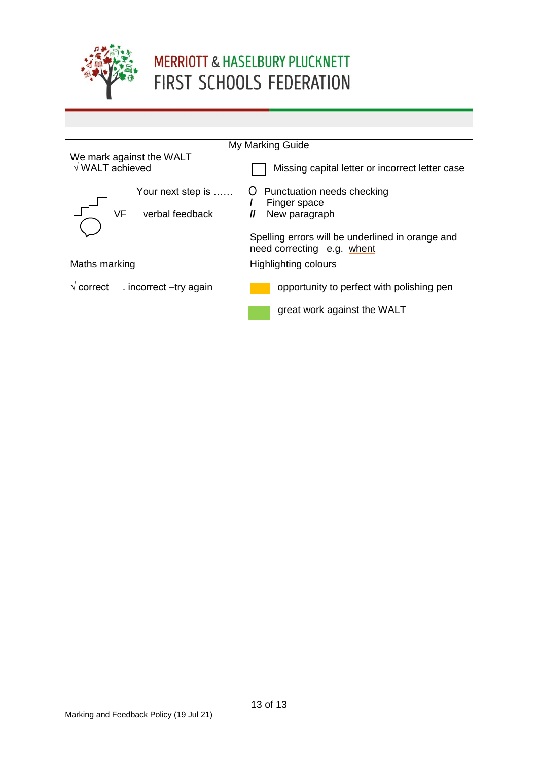MERRIOTT & HASELBURY PLUCKNETT
FIRST SCHOOLS FEDERATION

| My Marking Guide | |
|---|---|
| We mark against the WALT<br>√ WALT achieved<br><br>Your next step is ……<br><br>VF verbal feedback | ☐ Missing capital letter or incorrect letter case<br><br>O Punctuation needs checking<br>/ Finger space<br>// New paragraph<br><br>Spelling errors will be underlined in orange and need correcting e.g. <u>whent</u> |
| Maths marking<br><br>√ correct . incorrect –try again | Highlighting colours<br><br>opportunity to perfect with polishing pen<br><br>great work against the WALT |

Marking and Feedback Policy (19 Jul 21)